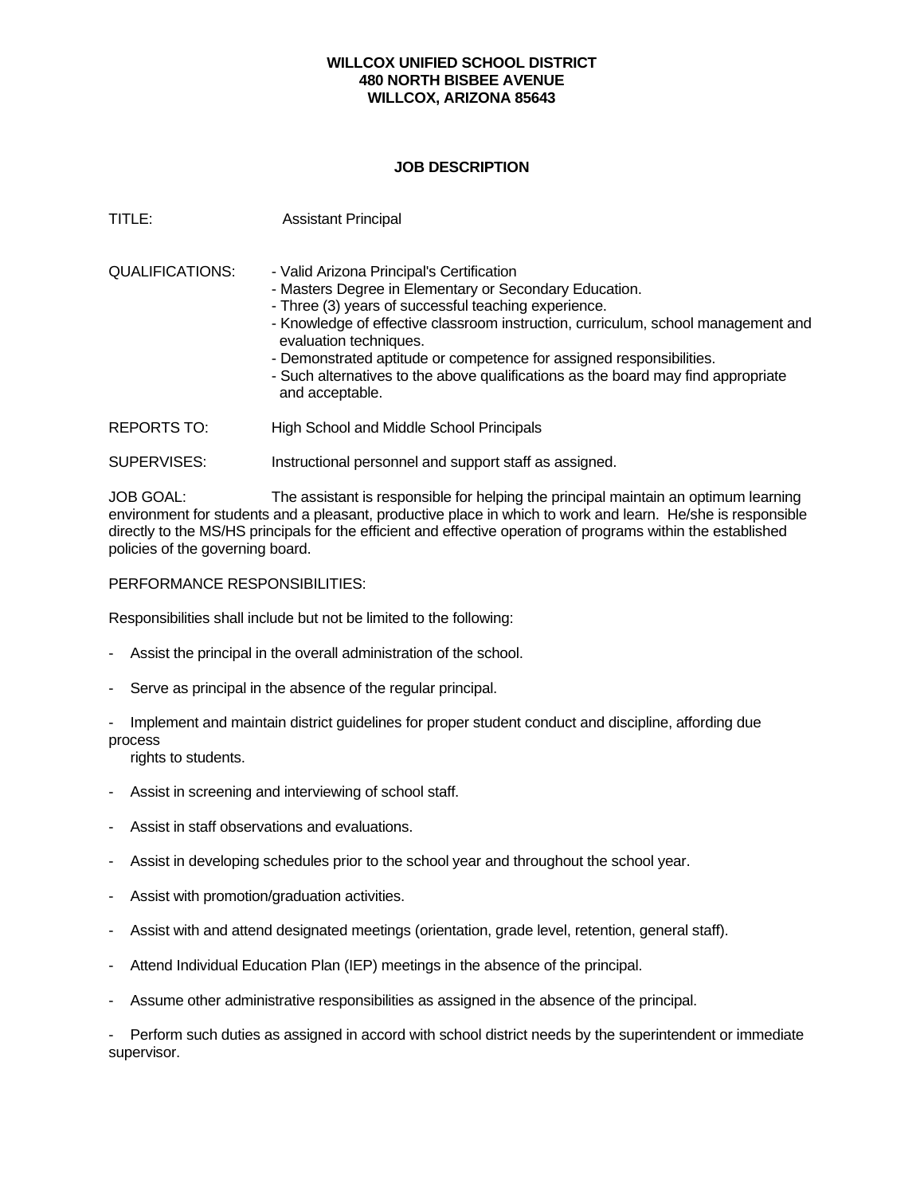**WILLCOX UNIFIED SCHOOL DISTRICT**
**480 NORTH BISBEE AVENUE**
**WILLCOX, ARIZONA 85643**

## JOB DESCRIPTION

TITLE: Assistant Principal

QUALIFICATIONS:
- Valid Arizona Principal's Certification
- Masters Degree in Elementary or Secondary Education.
- Three (3) years of successful teaching experience.
- Knowledge of effective classroom instruction, curriculum, school management and evaluation techniques.
- Demonstrated aptitude or competence for assigned responsibilities.
- Such alternatives to the above qualifications as the board may find appropriate and acceptable.

REPORTS TO: High School and Middle School Principals

SUPERVISES: Instructional personnel and support staff as assigned.

JOB GOAL: The assistant is responsible for helping the principal maintain an optimum learning environment for students and a pleasant, productive place in which to work and learn. He/she is responsible directly to the MS/HS principals for the efficient and effective operation of programs within the established policies of the governing board.

PERFORMANCE RESPONSIBILITIES:

Responsibilities shall include but not be limited to the following:

- Assist the principal in the overall administration of the school.
- Serve as principal in the absence of the regular principal.
- Implement and maintain district guidelines for proper student conduct and discipline, affording due process rights to students.
- Assist in screening and interviewing of school staff.
- Assist in staff observations and evaluations.
- Assist in developing schedules prior to the school year and throughout the school year.
- Assist with promotion/graduation activities.
- Assist with and attend designated meetings (orientation, grade level, retention, general staff).
- Attend Individual Education Plan (IEP) meetings in the absence of the principal.
- Assume other administrative responsibilities as assigned in the absence of the principal.
- Perform such duties as assigned in accord with school district needs by the superintendent or immediate supervisor.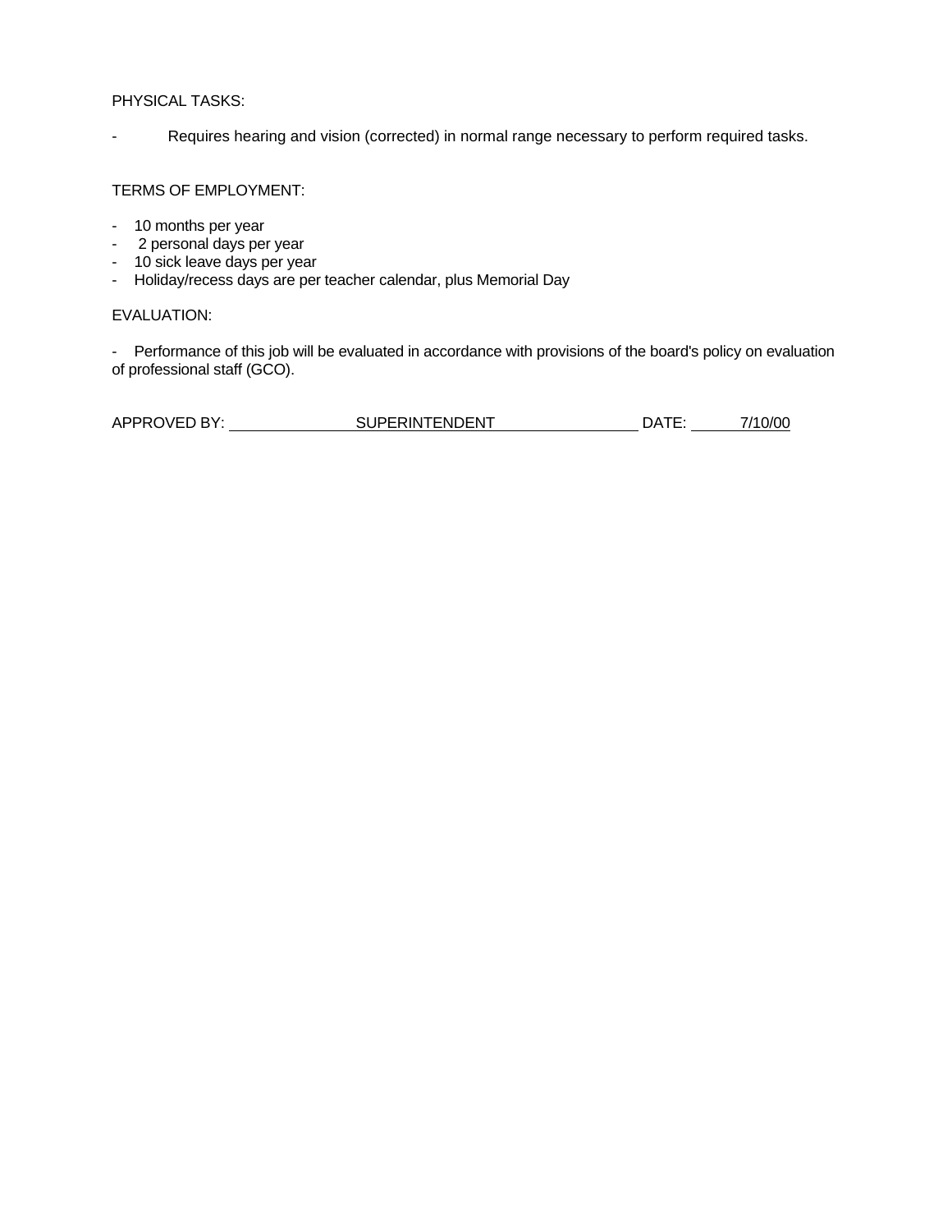PHYSICAL TASKS:

- Requires hearing and vision (corrected) in normal range necessary to perform required tasks.

TERMS OF EMPLOYMENT:

- 10 months per year
- 2 personal days per year
- 10 sick leave days per year
- Holiday/recess days are per teacher calendar, plus Memorial Day

EVALUATION:

- Performance of this job will be evaluated in accordance with provisions of the board's policy on evaluation of professional staff (GCO).

APPROVED BY: SUPERINTENDENT DATE: 7/10/00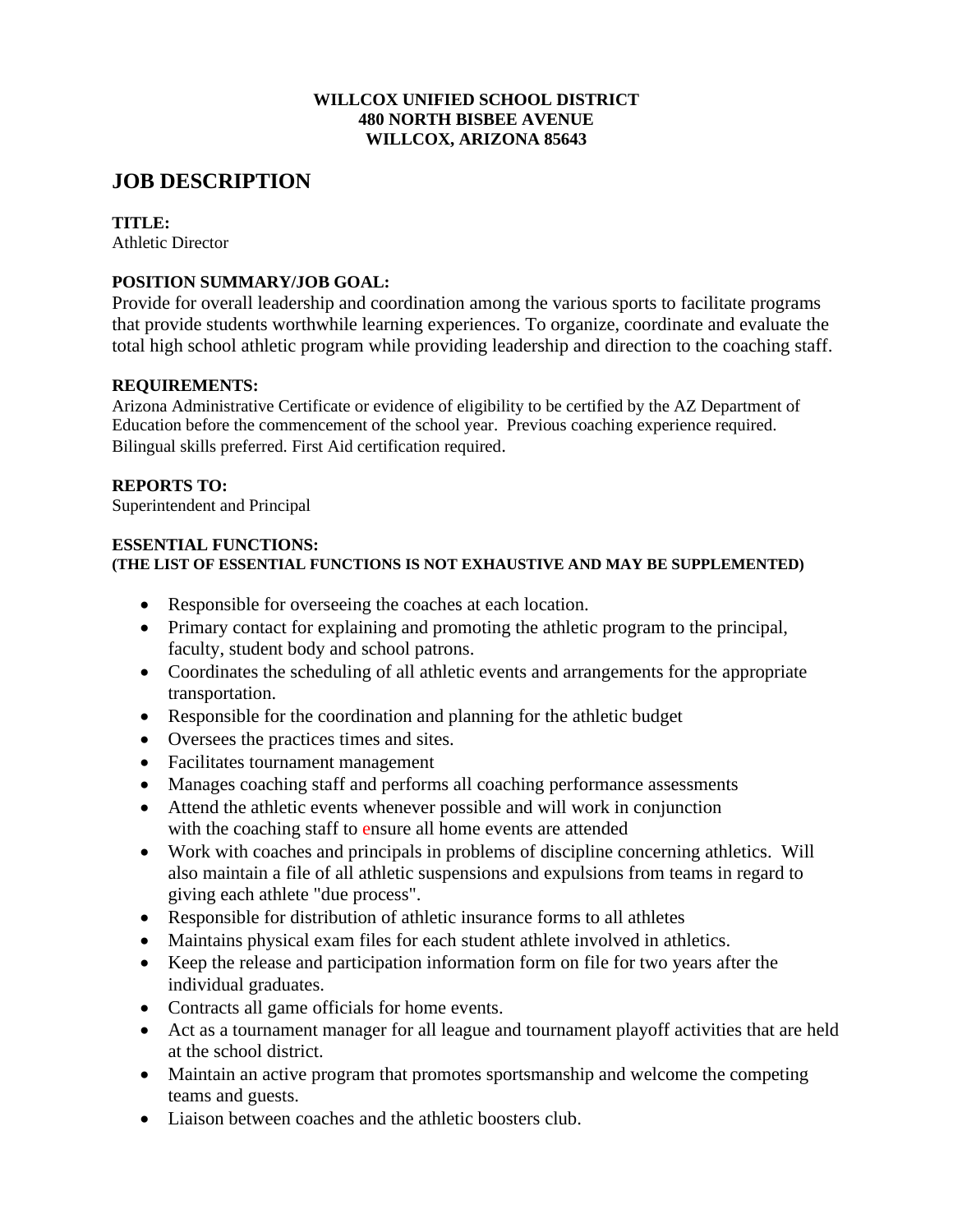**WILLCOX UNIFIED SCHOOL DISTRICT**
**480 NORTH BISBEE AVENUE**
**WILLCOX, ARIZONA 85643**

# JOB DESCRIPTION

**TITLE:**
Athletic Director

**POSITION SUMMARY/JOB GOAL:**
Provide for overall leadership and coordination among the various sports to facilitate programs that provide students worthwhile learning experiences. To organize, coordinate and evaluate the total high school athletic program while providing leadership and direction to the coaching staff.

**REQUIREMENTS:**
Arizona Administrative Certificate or evidence of eligibility to be certified by the AZ Department of Education before the commencement of the school year. Previous coaching experience required. Bilingual skills preferred. First Aid certification required.

**REPORTS TO:**
Superintendent and Principal

**ESSENTIAL FUNCTIONS:**
**(THE LIST OF ESSENTIAL FUNCTIONS IS NOT EXHAUSTIVE AND MAY BE SUPPLEMENTED)**

- Responsible for overseeing the coaches at each location.
- Primary contact for explaining and promoting the athletic program to the principal, faculty, student body and school patrons.
- Coordinates the scheduling of all athletic events and arrangements for the appropriate transportation.
- Responsible for the coordination and planning for the athletic budget
- Oversees the practices times and sites.
- Facilitates tournament management
- Manages coaching staff and performs all coaching performance assessments
- Attend the athletic events whenever possible and will work in conjunction with the coaching staff to ensure all home events are attended
- Work with coaches and principals in problems of discipline concerning athletics. Will also maintain a file of all athletic suspensions and expulsions from teams in regard to giving each athlete "due process".
- Responsible for distribution of athletic insurance forms to all athletes
- Maintains physical exam files for each student athlete involved in athletics.
- Keep the release and participation information form on file for two years after the individual graduates.
- Contracts all game officials for home events.
- Act as a tournament manager for all league and tournament playoff activities that are held at the school district.
- Maintain an active program that promotes sportsmanship and welcome the competing teams and guests.
- Liaison between coaches and the athletic boosters club.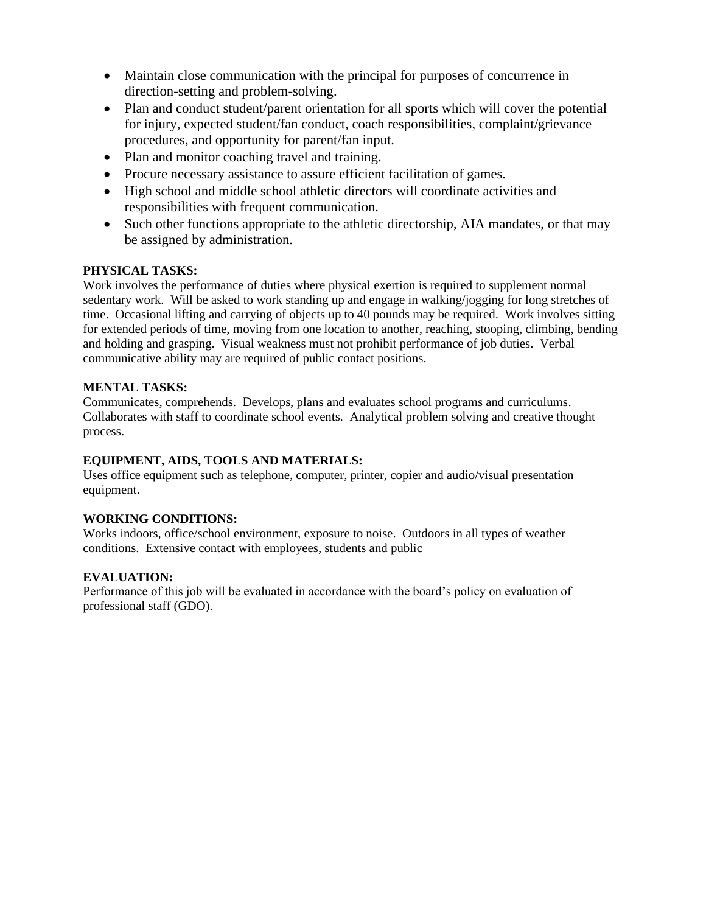- Maintain close communication with the principal for purposes of concurrence in direction-setting and problem-solving.
- Plan and conduct student/parent orientation for all sports which will cover the potential for injury, expected student/fan conduct, coach responsibilities, complaint/grievance procedures, and opportunity for parent/fan input.
- Plan and monitor coaching travel and training.
- Procure necessary assistance to assure efficient facilitation of games.
- High school and middle school athletic directors will coordinate activities and responsibilities with frequent communication.
- Such other functions appropriate to the athletic directorship, AIA mandates, or that may be assigned by administration.

**PHYSICAL TASKS:**
Work involves the performance of duties where physical exertion is required to supplement normal sedentary work. Will be asked to work standing up and engage in walking/jogging for long stretches of time. Occasional lifting and carrying of objects up to 40 pounds may be required. Work involves sitting for extended periods of time, moving from one location to another, reaching, stooping, climbing, bending and holding and grasping. Visual weakness must not prohibit performance of job duties. Verbal communicative ability may are required of public contact positions.

**MENTAL TASKS:**
Communicates, comprehends. Develops, plans and evaluates school programs and curriculums. Collaborates with staff to coordinate school events. Analytical problem solving and creative thought process.

**EQUIPMENT, AIDS, TOOLS AND MATERIALS:**
Uses office equipment such as telephone, computer, printer, copier and audio/visual presentation equipment.

**WORKING CONDITIONS:**
Works indoors, office/school environment, exposure to noise. Outdoors in all types of weather conditions. Extensive contact with employees, students and public

**EVALUATION:**
Performance of this job will be evaluated in accordance with the board's policy on evaluation of professional staff (GDO).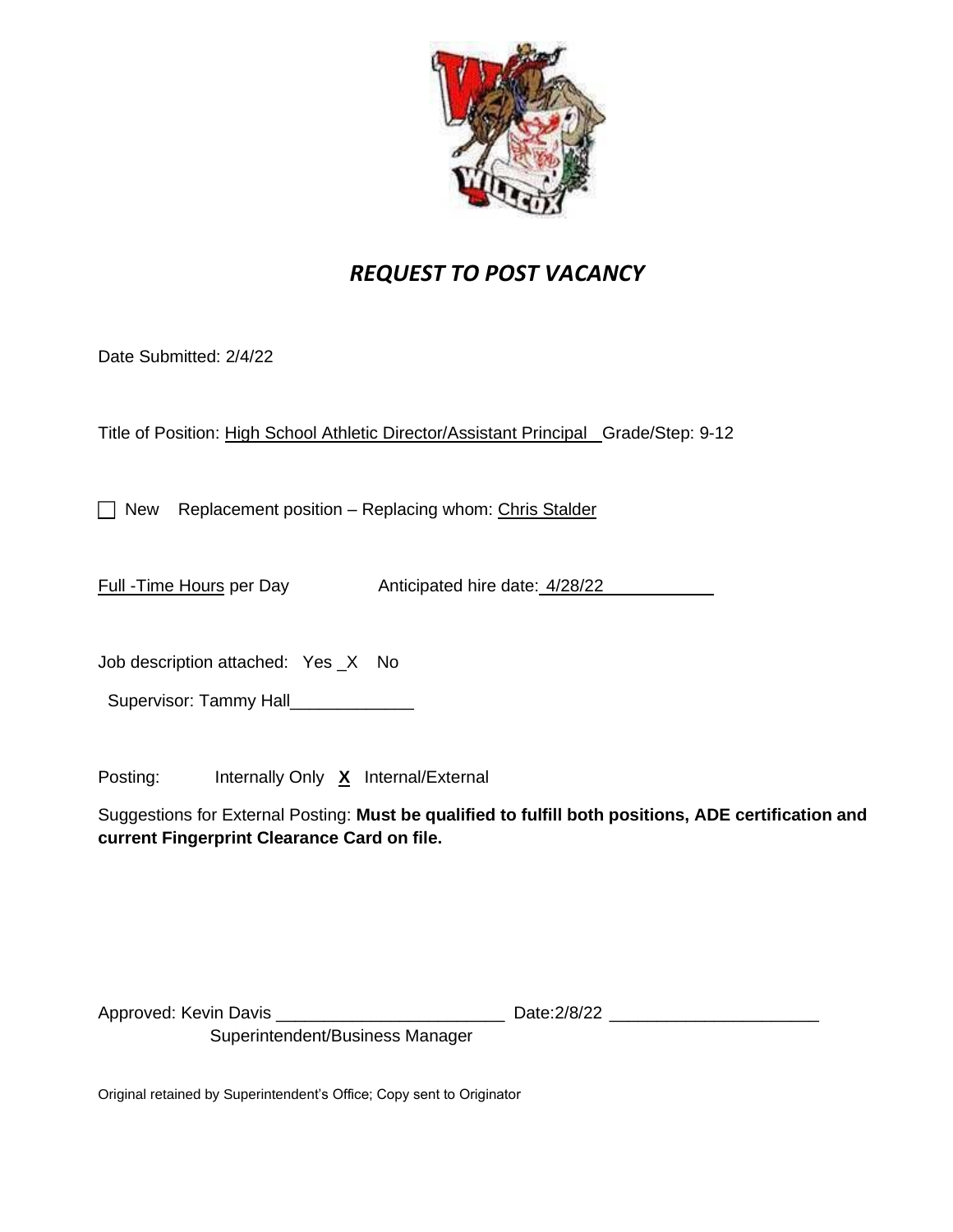# *REQUEST TO POST VACANCY*

Date Submitted: 2/4/22

Title of Position: High School Athletic Director/Assistant Principal Grade/Step: 9-12

☐ New Replacement position – Replacing whom: Chris Stalder

Full -Time Hours per Day Anticipated hire date: 4/28/22

Job description attached: Yes _X No

Supervisor: Tammy Hall_____________

Posting: Internally Only **X** Internal/External

Suggestions for External Posting: **Must be qualified to fulfill both positions, ADE certification and current Fingerprint Clearance Card on file.**

Approved: Kevin Davis ________________________ Date:2/8/22 _____________________

Superintendent/Business Manager

Original retained by Superintendent's Office; Copy sent to Originator